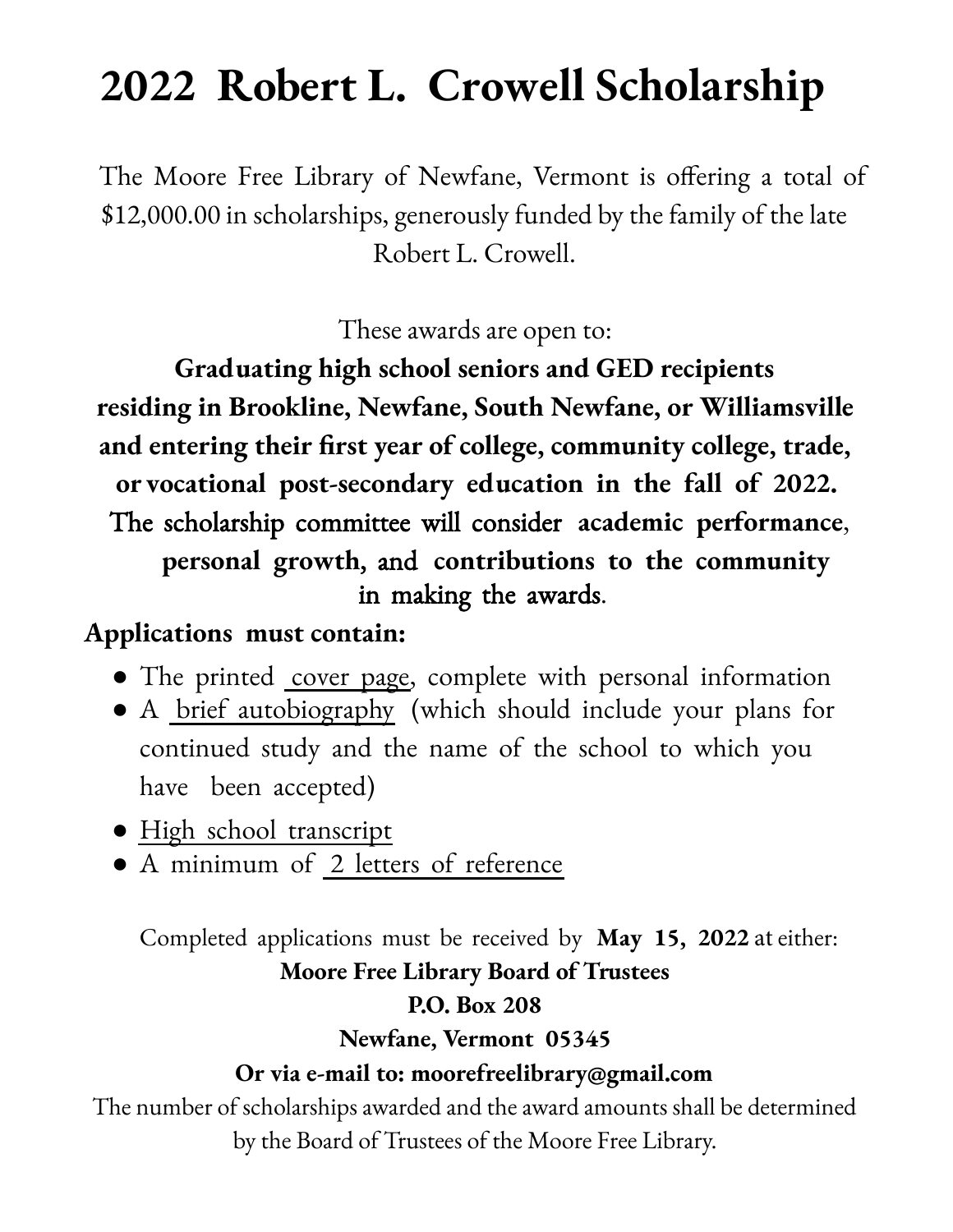# 2022 Robert L. Crowell Scholarship

The Moore Free Library of Newfane, Vermont is offering a total of $12,000.00 in scholarships, generously funded by the family of the late Robert L. Crowell.

These awards are open to:

**Graduating high school seniors and GED recipients residing in Brookline, Newfane, South Newfane, or Williamsville and entering their first year of college, community college, trade, or vocational post-secondary education in the fall of 2022.**

The scholarship committee will consider **academic performance**, **personal growth,** and **contributions to the community** in making the awards.

**Applications must contain:**

- The printed cover page, complete with personal information
- A brief autobiography (which should include your plans for continued study and the name of the school to which you have been accepted)
- High school transcript
- A minimum of 2 letters of reference

Completed applications must be received by **May 15, 2022** at either:

**Moore Free Library Board of Trustees**

**P.O. Box 208**

**Newfane, Vermont 05345**

**Or via e-mail to: moorefreelibrary@gmail.com**

The number of scholarships awarded and the award amounts shall be determined by the Board of Trustees of the Moore Free Library.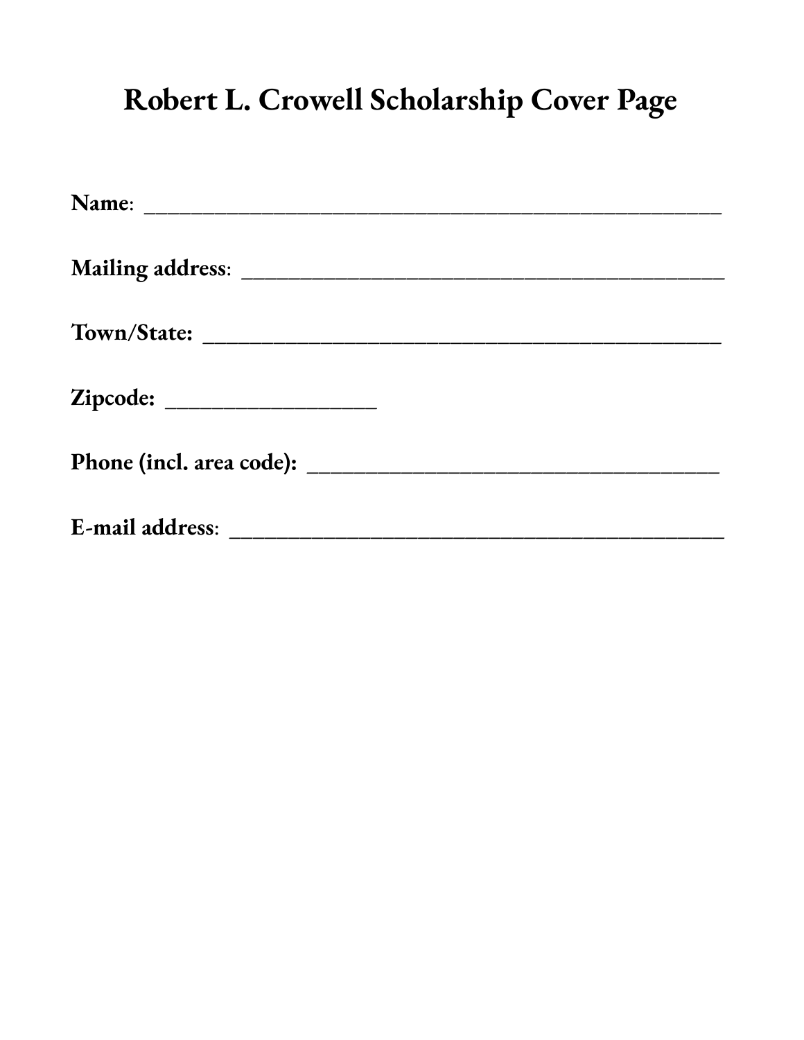# Robert L. Crowell Scholarship Cover Page

**Name**: ___________________________________________________

**Mailing address**: ___________________________________________

**Town/State:** ______________________________________________

**Zipcode:** ____________________

**Phone (incl. area code):** ____________________________________

**E-mail address**: ____________________________________________